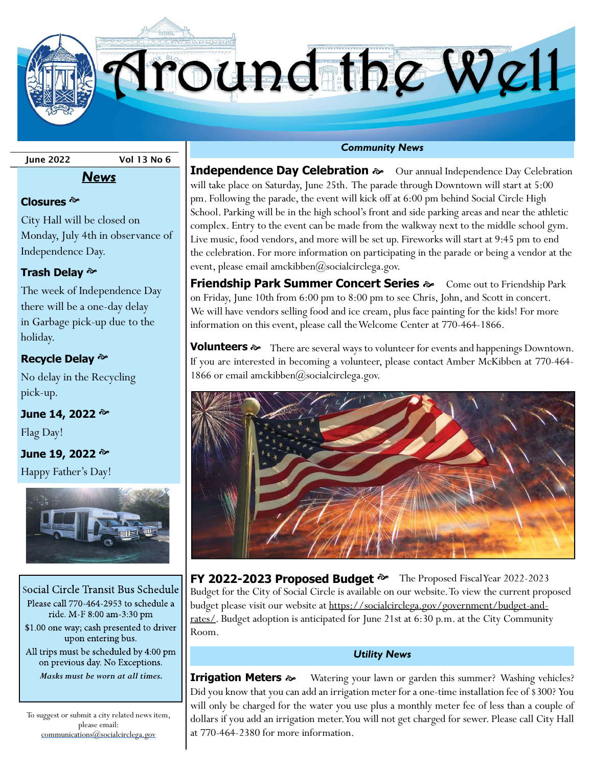# Around the Well

June 2022 Vol 13 No 6

## News

### Closures

City Hall will be closed on Monday, July 4th in observance of Independence Day.

### Trash Delay

The week of Independence Day there will be a one-day delay in Garbage pick-up due to the holiday.

### Recycle Delay

No delay in the Recycling pick-up.

### June 14, 2022

Flag Day!

### June 19, 2022

Happy Father's Day!

### Social Circle Transit Bus Schedule

Please call 770-464-2953 to schedule a ride. M-F 8:00 am-3:30 pm

$1.00 one way; cash presented to driver upon entering bus.

All trips must be scheduled by 4:00 pm on previous day. No Exceptions.

***Masks must be worn at all times.***

To suggest or submit a city related news item, please email: communications@socialcirclega.gov

## *Community News*

**Independence Day Celebration** Our annual Independence Day Celebration will take place on Saturday, June 25th. The parade through Downtown will start at 5:00 pm. Following the parade, the event will kick off at 6:00 pm behind Social Circle High School. Parking will be in the high school's front and side parking areas and near the athletic complex. Entry to the event can be made from the walkway next to the middle school gym. Live music, food vendors, and more will be set up. Fireworks will start at 9:45 pm to end the celebration. For more information on participating in the parade or being a vendor at the event, please email amckibben@socialcirclega.gov.

**Friendship Park Summer Concert Series** Come out to Friendship Park on Friday, June 10th from 6:00 pm to 8:00 pm to see Chris, John, and Scott in concert. We will have vendors selling food and ice cream, plus face painting for the kids! For more information on this event, please call the Welcome Center at 770-464-1866.

**Volunteers** There are several ways to volunteer for events and happenings Downtown. If you are interested in becoming a volunteer, please contact Amber McKibben at 770-464-1866 or email amckibben@socialcirclega.gov.

**FY 2022-2023 Proposed Budget** The Proposed Fiscal Year 2022-2023 Budget for the City of Social Circle is available on our website. To view the current proposed budget please visit our website at https://socialcirclega.gov/government/budget-and-rates/. Budget adoption is anticipated for June 21st at 6:30 p.m. at the City Community Room.

## *Utility News*

**Irrigation Meters** Watering your lawn or garden this summer? Washing vehicles? Did you know that you can add an irrigation meter for a one-time installation fee of $300? You will only be charged for the water you use plus a monthly meter fee of less than a couple of dollars if you add an irrigation meter. You will not get charged for sewer. Please call City Hall at 770-464-2380 for more information.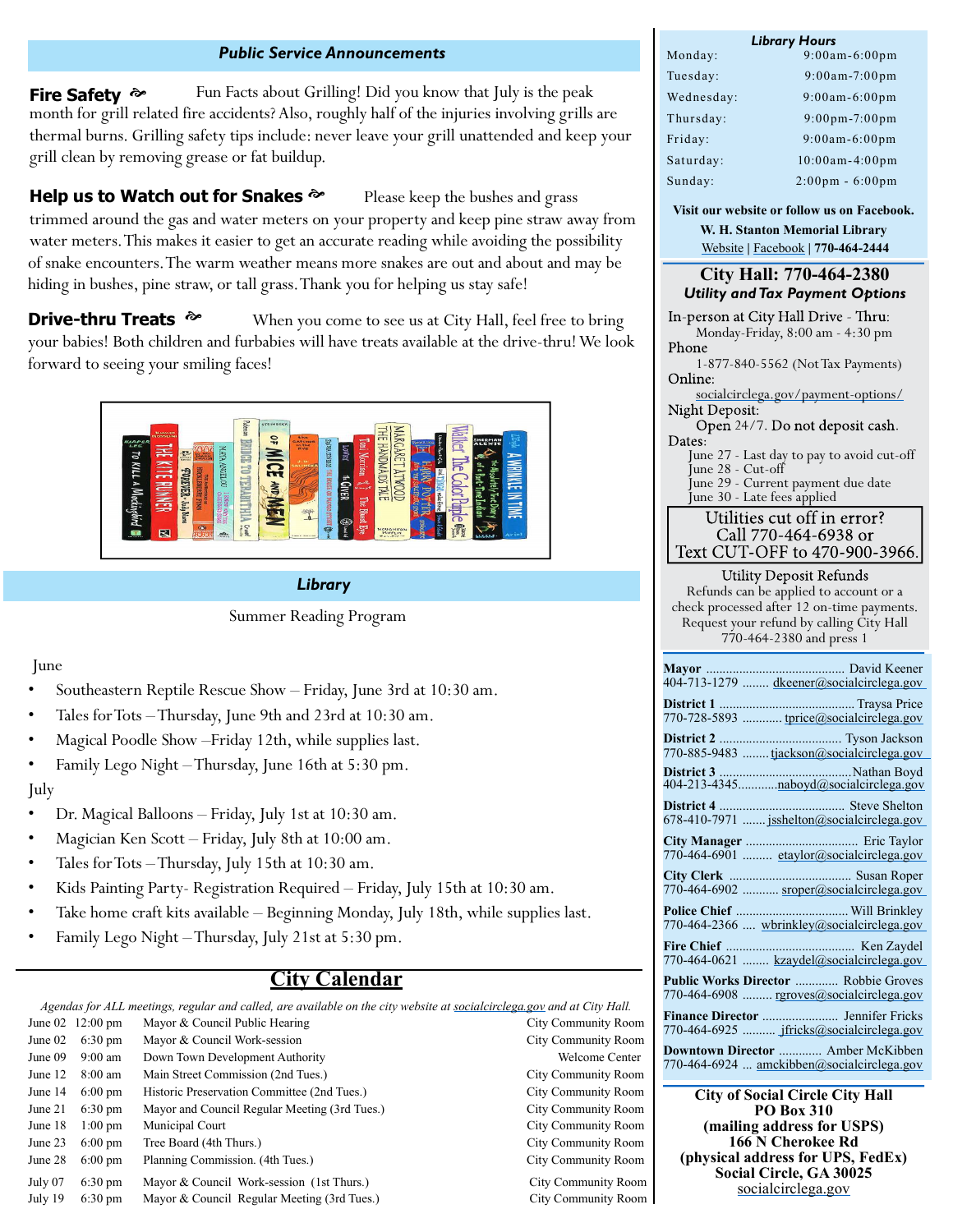## Public Service Announcements

**Fire Safety** Fun Facts about Grilling! Did you know that July is the peak month for grill related fire accidents? Also, roughly half of the injuries involving grills are thermal burns. Grilling safety tips include: never leave your grill unattended and keep your grill clean by removing grease or fat buildup.

**Help us to Watch out for Snakes** Please keep the bushes and grass trimmed around the gas and water meters on your property and keep pine straw away from water meters. This makes it easier to get an accurate reading while avoiding the possibility of snake encounters. The warm weather means more snakes are out and about and may be hiding in bushes, pine straw, or tall grass. Thank you for helping us stay safe!

**Drive-thru Treats** When you come to see us at City Hall, feel free to bring your babies! Both children and furbabies will have treats available at the drive-thru! We look forward to seeing your smiling faces!

## Library

Summer Reading Program

June

- Southeastern Reptile Rescue Show – Friday, June 3rd at 10:30 am.
- Tales for Tots – Thursday, June 9th and 23rd at 10:30 am.
- Magical Poodle Show –Friday 12th, while supplies last.
- Family Lego Night – Thursday, June 16th at 5:30 pm.

July

- Dr. Magical Balloons – Friday, July 1st at 10:30 am.
- Magician Ken Scott – Friday, July 8th at 10:00 am.
- Tales for Tots – Thursday, July 15th at 10:30 am.
- Kids Painting Party- Registration Required – Friday, July 15th at 10:30 am.
- Take home craft kits available – Beginning Monday, July 18th, while supplies last.
- Family Lego Night – Thursday, July 21st at 5:30 pm.

## City Calendar

*Agendas for ALL meetings, regular and called, are available on the city website at socialcirclega.gov and at City Hall.*

| | | | |
|---|---|---|---|
| June 02 | 12:00 pm | Mayor & Council Public Hearing | City Community Room |
| June 02 | 6:30 pm | Mayor & Council Work-session | City Community Room |
| June 09 | 9:00 am | Down Town Development Authority | Welcome Center |
| June 12 | 8:00 am | Main Street Commission (2nd Tues.) | City Community Room |
| June 14 | 6:00 pm | Historic Preservation Committee (2nd Tues.) | City Community Room |
| June 21 | 6:30 pm | Mayor and Council Regular Meeting (3rd Tues.) | City Community Room |
| June 18 | 1:00 pm | Municipal Court | City Community Room |
| June 23 | 6:00 pm | Tree Board (4th Thurs.) | City Community Room |
| June 28 | 6:00 pm | Planning Commission. (4th Tues.) | City Community Room |
| July 07 | 6:30 pm | Mayor & Council Work-session (1st Thurs.) | City Community Room |
| July 19 | 6:30 pm | Mayor & Council Regular Meeting (3rd Tues.) | City Community Room |

### Library Hours

| | |
|---|---|
| Monday: | 9:00am-6:00pm |
| Tuesday: | 9:00am-7:00pm |
| Wednesday: | 9:00am-6:00pm |
| Thursday: | 9:00pm-7:00pm |
| Friday: | 9:00am-6:00pm |
| Saturday: | 10:00am-4:00pm |
| Sunday: | 2:00pm - 6:00pm |

**Visit our website or follow us on Facebook.**
**W. H. Stanton Memorial Library**
Website | Facebook | **770-464-2444**

### City Hall: 770-464-2380

***Utility and Tax Payment Options***

In-person at City Hall Drive - Thru:
Monday-Friday, 8:00 am - 4:30 pm

Phone
1-877-840-5562 (Not Tax Payments)

Online:
socialcirclega.gov/payment-options/

Night Deposit:
Open 24/7. Do not deposit cash.

Dates:
June 27 - Last day to pay to avoid cut-off
June 28 - Cut-off
June 29 - Current payment due date
June 30 - Late fees applied

Utilities cut off in error?
Call 770-464-6938 or
Text CUT-OFF to 470-900-3966.

Utility Deposit Refunds
Refunds can be applied to account or a check processed after 12 on-time payments. Request your refund by calling City Hall 770-464-2380 and press 1

**Mayor** ........ David Keener
404-713-1279 ........ dkeener@socialcirclega.gov

**District 1** ........ Traysa Price
770-728-5893 ........ tprice@socialcirclega.gov

**District 2** ........ Tyson Jackson
770-885-9483 ........ tjackson@socialcirclega.gov

**District 3** ........ Nathan Boyd
404-213-4345........ naboyd@socialcirclega.gov

**District 4** ........ Steve Shelton
678-410-7971 ........ jsshelton@socialcirclega.gov

**City Manager** ........ Eric Taylor
770-464-6901 ........ etaylor@socialcirclega.gov

**City Clerk** ........ Susan Roper
770-464-6902 ........ sroper@socialcirclega.gov

**Police Chief** ........ Will Brinkley
770-464-2366 .... wbrinkley@socialcirclega.gov

**Fire Chief** ........ Ken Zaydel
770-464-0621 ........ kzaydel@socialcirclega.gov

**Public Works Director** ........ Robbie Groves
770-464-6908 ........ rgroves@socialcirclega.gov

**Finance Director** ........ Jennifer Fricks
770-464-6925 ........ jfricks@socialcirclega.gov

**Downtown Director** ........ Amber McKibben
770-464-6924 ... amckibben@socialcirclega.gov

**City of Social Circle City Hall**
**PO Box 310**
**(mailing address for USPS)**
**166 N Cherokee Rd**
**(physical address for UPS, FedEx)**
**Social Circle, GA 30025**
socialcirclega.gov